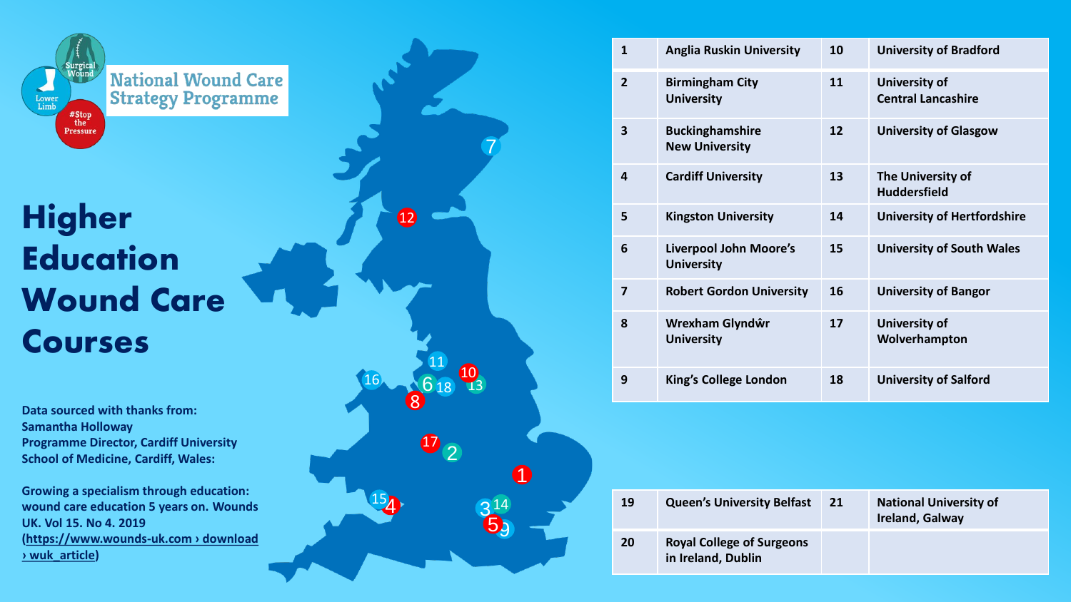National Wound Care Strategy Programme

# Higher Education Wound Care Courses

**Data sourced with thanks from: Samantha Holloway Programme Director, Cardiff University School of Medicine, Cardiff, Wales:**

**Growing a specialism through education: wound care education 5 years on. Wounds UK. Vol 15. No 4. 2019 ([https://www.wounds-uk.com › download › wuk_article](https://www.wounds-uk.com))**

| | | | |
|---|---|---|---|
| 1 | Anglia Ruskin University | 10 | University of Bradford |
| 2 | Birmingham City University | 11 | University of Central Lancashire |
| 3 | Buckinghamshire New University | 12 | University of Glasgow |
| 4 | Cardiff University | 13 | The University of Huddersfield |
| 5 | Kingston University | 14 | University of Hertfordshire |
| 6 | Liverpool John Moore's University | 15 | University of South Wales |
| 7 | Robert Gordon University | 16 | University of Bangor |
| 8 | Wrexham Glyndŵr University | 17 | University of Wolverhampton |
| 9 | King's College London | 18 | University of Salford |

| | | | |
|---|---|---|---|
| 19 | Queen's University Belfast | 21 | National University of Ireland, Galway |
| 20 | Royal College of Surgeons in Ireland, Dublin | | |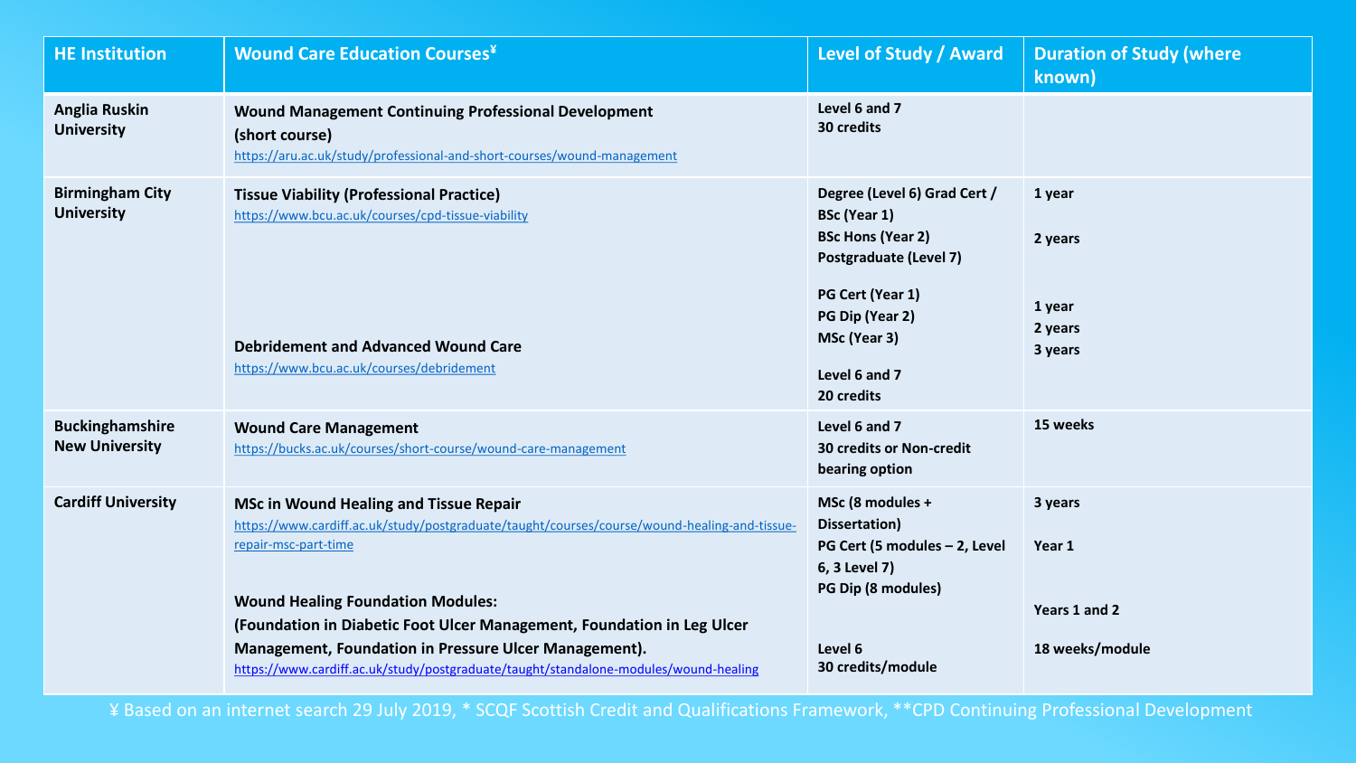| HE Institution | Wound Care Education Courses¥ | Level of Study / Award | Duration of Study (where known) |
|---|---|---|---|
| **Anglia Ruskin University** | **Wound Management Continuing Professional Development (short course)** https://aru.ac.uk/study/professional-and-short-courses/wound-management | **Level 6 and 7** **30 credits** | |
| **Birmingham City University** | **Tissue Viability (Professional Practice)** https://www.bcu.ac.uk/courses/cpd-tissue-viability | **Degree (Level 6) Grad Cert / BSc (Year 1)** **BSc Hons (Year 2)** **Postgraduate (Level 7)** **PG Cert (Year 1)** **PG Dip (Year 2)** **MSc (Year 3)** | **1 year** **2 years** **1 year** **2 years** **3 years** |
| | **Debridement and Advanced Wound Care** https://www.bcu.ac.uk/courses/debridement | **Level 6 and 7** **20 credits** | |
| **Buckinghamshire New University** | **Wound Care Management** https://bucks.ac.uk/courses/short-course/wound-care-management | **Level 6 and 7** **30 credits or Non-credit bearing option** | **15 weeks** |
| **Cardiff University** | **MSc in Wound Healing and Tissue Repair** https://www.cardiff.ac.uk/study/postgraduate/taught/courses/course/wound-healing-and-tissue-repair-msc-part-time | **MSc (8 modules + Dissertation)** **PG Cert (5 modules – 2, Level 6, 3 Level 7)** **PG Dip (8 modules)** | **3 years** **Year 1** **Years 1 and 2** |
| | **Wound Healing Foundation Modules: (Foundation in Diabetic Foot Ulcer Management, Foundation in Leg Ulcer Management, Foundation in Pressure Ulcer Management).** https://www.cardiff.ac.uk/study/postgraduate/taught/standalone-modules/wound-healing | **Level 6** **30 credits/module** | **18 weeks/module** |

¥ Based on an internet search 29 July 2019, * SCQF Scottish Credit and Qualifications Framework, **CPD Continuing Professional Development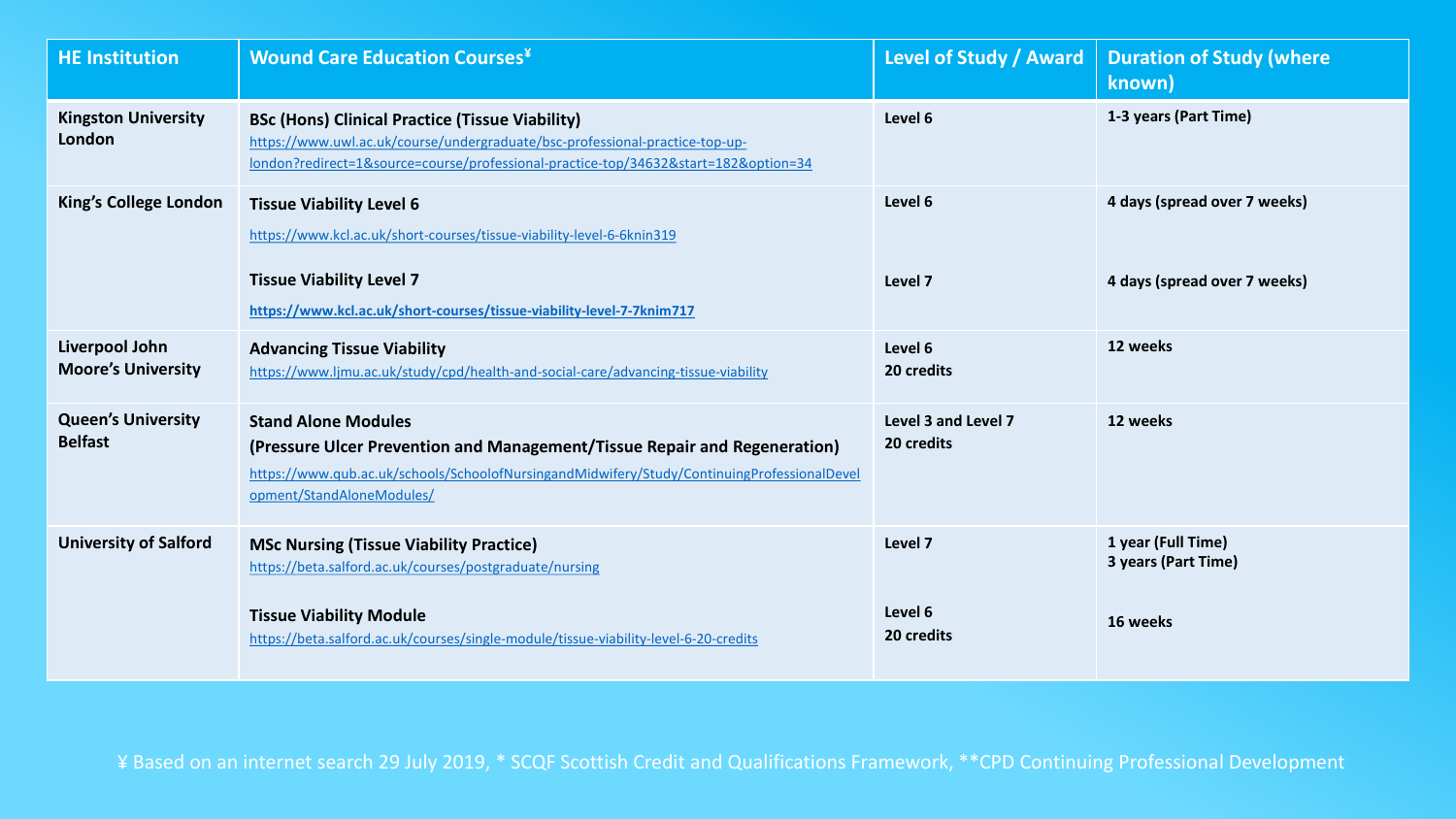| HE Institution | Wound Care Education Courses¥ | Level of Study / Award | Duration of Study (where known) |
|---|---|---|---|
| **Kingston University London** | **BSc (Hons) Clinical Practice (Tissue Viability)**<br>https://www.uwl.ac.uk/course/undergraduate/bsc-professional-practice-top-up-london?redirect=1&source=course/professional-practice-top/34632&start=182&option=34 | **Level 6** | **1-3 years (Part Time)** |
| **King's College London** | **Tissue Viability Level 6**<br>https://www.kcl.ac.uk/short-courses/tissue-viability-level-6-6knin319<br><br>**Tissue Viability Level 7**<br>**https://www.kcl.ac.uk/short-courses/tissue-viability-level-7-7knim717** | **Level 6**<br><br>**Level 7** | **4 days (spread over 7 weeks)**<br><br>**4 days (spread over 7 weeks)** |
| **Liverpool John Moore's University** | **Advancing Tissue Viability**<br>https://www.ljmu.ac.uk/study/cpd/health-and-social-care/advancing-tissue-viability | **Level 6**<br>**20 credits** | **12 weeks** |
| **Queen's University Belfast** | **Stand Alone Modules**<br>**(Pressure Ulcer Prevention and Management/Tissue Repair and Regeneration)**<br>https://www.qub.ac.uk/schools/SchoolofNursingandMidwifery/Study/ContinuingProfessionalDevelopment/StandAloneModules/ | **Level 3 and Level 7**<br>**20 credits** | **12 weeks** |
| **University of Salford** | **MSc Nursing (Tissue Viability Practice)**<br>https://beta.salford.ac.uk/courses/postgraduate/nursing<br><br>**Tissue Viability Module**<br>https://beta.salford.ac.uk/courses/single-module/tissue-viability-level-6-20-credits | **Level 7**<br><br>**Level 6**<br>**20 credits** | **1 year (Full Time)**<br>**3 years (Part Time)**<br><br>**16 weeks** |

¥ Based on an internet search 29 July 2019, * SCQF Scottish Credit and Qualifications Framework, **CPD Continuing Professional Development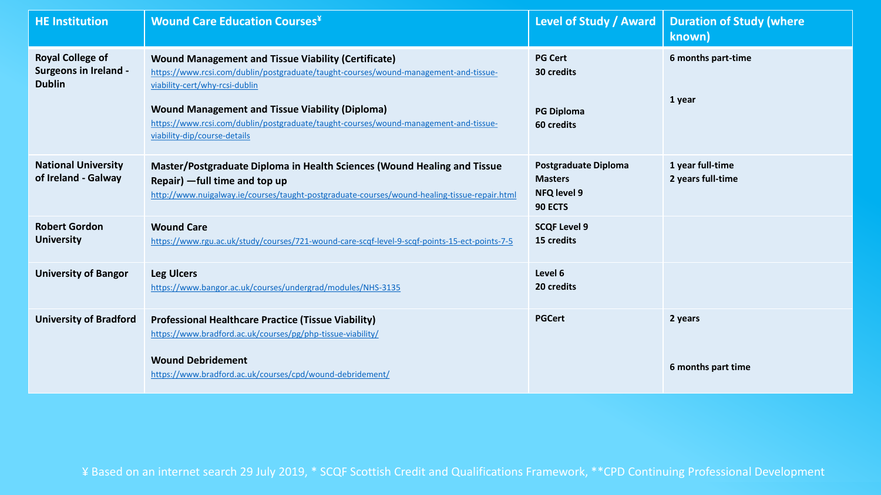| HE Institution | Wound Care Education Courses¥ | Level of Study / Award | Duration of Study (where known) |
|---|---|---|---|
| **Royal College of Surgeons in Ireland - Dublin** | **Wound Management and Tissue Viability (Certificate)** https://www.rcsi.com/dublin/postgraduate/taught-courses/wound-management-and-tissue-viability-cert/why-rcsi-dublin <br><br> **Wound Management and Tissue Viability (Diploma)** https://www.rcsi.com/dublin/postgraduate/taught-courses/wound-management-and-tissue-viability-dip/course-details | **PG Cert** <br> **30 credits** <br><br> **PG Diploma** <br> **60 credits** | **6 months part-time** <br><br> **1 year** |
| **National University of Ireland - Galway** | **Master/Postgraduate Diploma in Health Sciences (Wound Healing and Tissue Repair) —full time and top up** http://www.nuigalway.ie/courses/taught-postgraduate-courses/wound-healing-tissue-repair.html | **Postgraduate Diploma** <br> **Masters** <br> **NFQ level 9** <br> **90 ECTS** | **1 year full-time** <br> **2 years full-time** |
| **Robert Gordon University** | **Wound Care** https://www.rgu.ac.uk/study/courses/721-wound-care-scqf-level-9-scqf-points-15-ect-points-7-5 | **SCQF Level 9** <br> **15 credits** | |
| **University of Bangor** | **Leg Ulcers** https://www.bangor.ac.uk/courses/undergrad/modules/NHS-3135 | **Level 6** <br> **20 credits** | |
| **University of Bradford** | **Professional Healthcare Practice (Tissue Viability)** https://www.bradford.ac.uk/courses/pg/php-tissue-viability/ <br><br> **Wound Debridement** https://www.bradford.ac.uk/courses/cpd/wound-debridement/ | **PGCert** | **2 years** <br><br> **6 months part time** |

¥ Based on an internet search 29 July 2019, * SCQF Scottish Credit and Qualifications Framework, **CPD Continuing Professional Development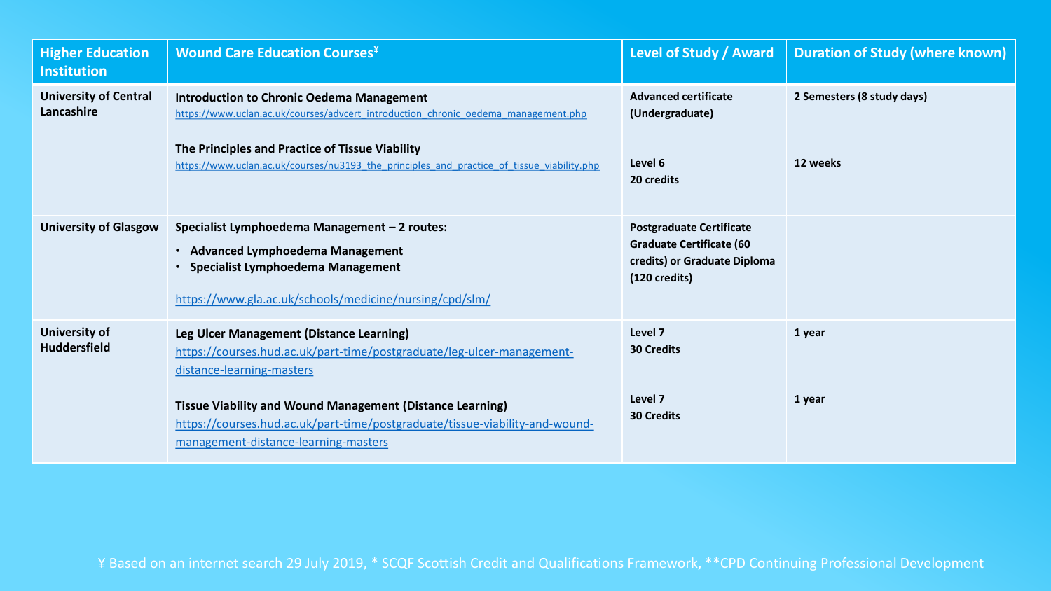| Higher Education Institution | Wound Care Education Courses¥ | Level of Study / Award | Duration of Study (where known) |
|---|---|---|---|
| **University of Central Lancashire** | **Introduction to Chronic Oedema Management** https://www.uclan.ac.uk/courses/advcert_introduction_chronic_oedema_management.php | **Advanced certificate (Undergraduate)** | **2 Semesters (8 study days)** |
| | **The Principles and Practice of Tissue Viability** https://www.uclan.ac.uk/courses/nu3193_the_principles_and_practice_of_tissue_viability.php | **Level 6 20 credits** | **12 weeks** |
| **University of Glasgow** | **Specialist Lymphoedema Management – 2 routes:** <br>• **Advanced Lymphoedema Management** <br>• **Specialist Lymphoedema Management** <br>https://www.gla.ac.uk/schools/medicine/nursing/cpd/slm/ | **Postgraduate Certificate Graduate Certificate (60 credits) or Graduate Diploma (120 credits)** | |
| **University of Huddersfield** | **Leg Ulcer Management (Distance Learning)** https://courses.hud.ac.uk/part-time/postgraduate/leg-ulcer-management-distance-learning-masters | **Level 7 30 Credits** | **1 year** |
| | **Tissue Viability and Wound Management (Distance Learning)** https://courses.hud.ac.uk/part-time/postgraduate/tissue-viability-and-wound-management-distance-learning-masters | **Level 7 30 Credits** | **1 year** |

¥ Based on an internet search 29 July 2019, * SCQF Scottish Credit and Qualifications Framework, **CPD Continuing Professional Development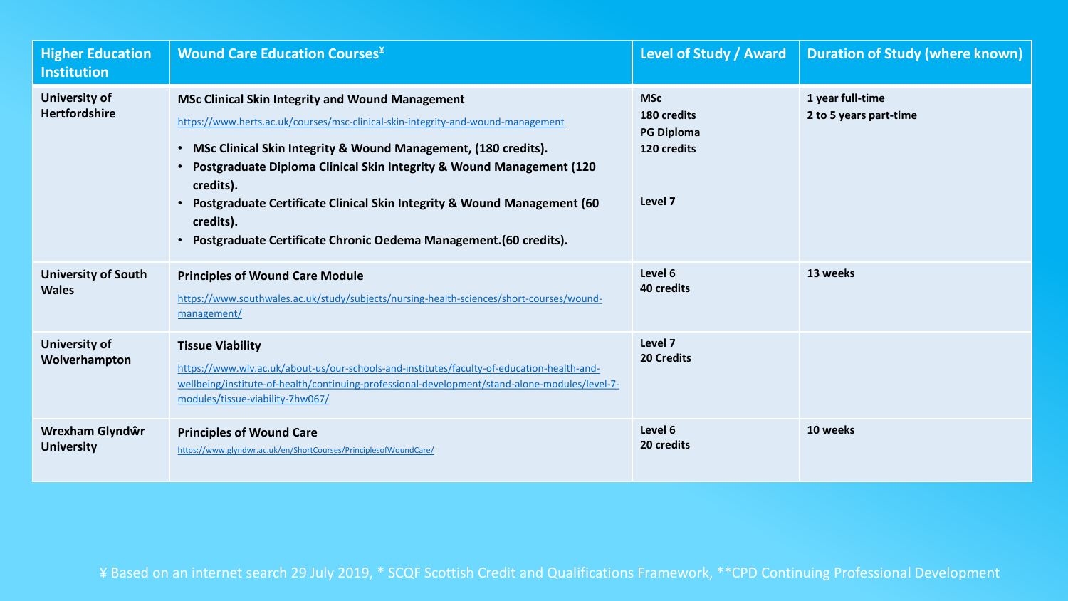| Higher Education Institution | Wound Care Education Courses¥ | Level of Study / Award | Duration of Study (where known) |
|---|---|---|---|
| University of Hertfordshire | **MSc Clinical Skin Integrity and Wound Management**<br>https://www.herts.ac.uk/courses/msc-clinical-skin-integrity-and-wound-management<br>• MSc Clinical Skin Integrity & Wound Management, (180 credits).<br>• Postgraduate Diploma Clinical Skin Integrity & Wound Management (120 credits).<br>• Postgraduate Certificate Clinical Skin Integrity & Wound Management (60 credits).<br>• Postgraduate Certificate Chronic Oedema Management.(60 credits). | MSc<br>180 credits<br>PG Diploma<br>120 credits<br><br>Level 7 | 1 year full-time<br>2 to 5 years part-time |
| University of South Wales | **Principles of Wound Care Module**<br>https://www.southwales.ac.uk/study/subjects/nursing-health-sciences/short-courses/wound-management/ | Level 6<br>40 credits | 13 weeks |
| University of Wolverhampton | **Tissue Viability**<br>https://www.wlv.ac.uk/about-us/our-schools-and-institutes/faculty-of-education-health-and-wellbeing/institute-of-health/continuing-professional-development/stand-alone-modules/level-7-modules/tissue-viability-7hw067/ | Level 7<br>20 Credits | |
| Wrexham Glyndŵr University | **Principles of Wound Care**<br>https://www.glyndwr.ac.uk/en/ShortCourses/PrinciplesofWoundCare/ | Level 6<br>20 credits | 10 weeks |

¥ Based on an internet search 29 July 2019, * SCQF Scottish Credit and Qualifications Framework, **CPD Continuing Professional Development